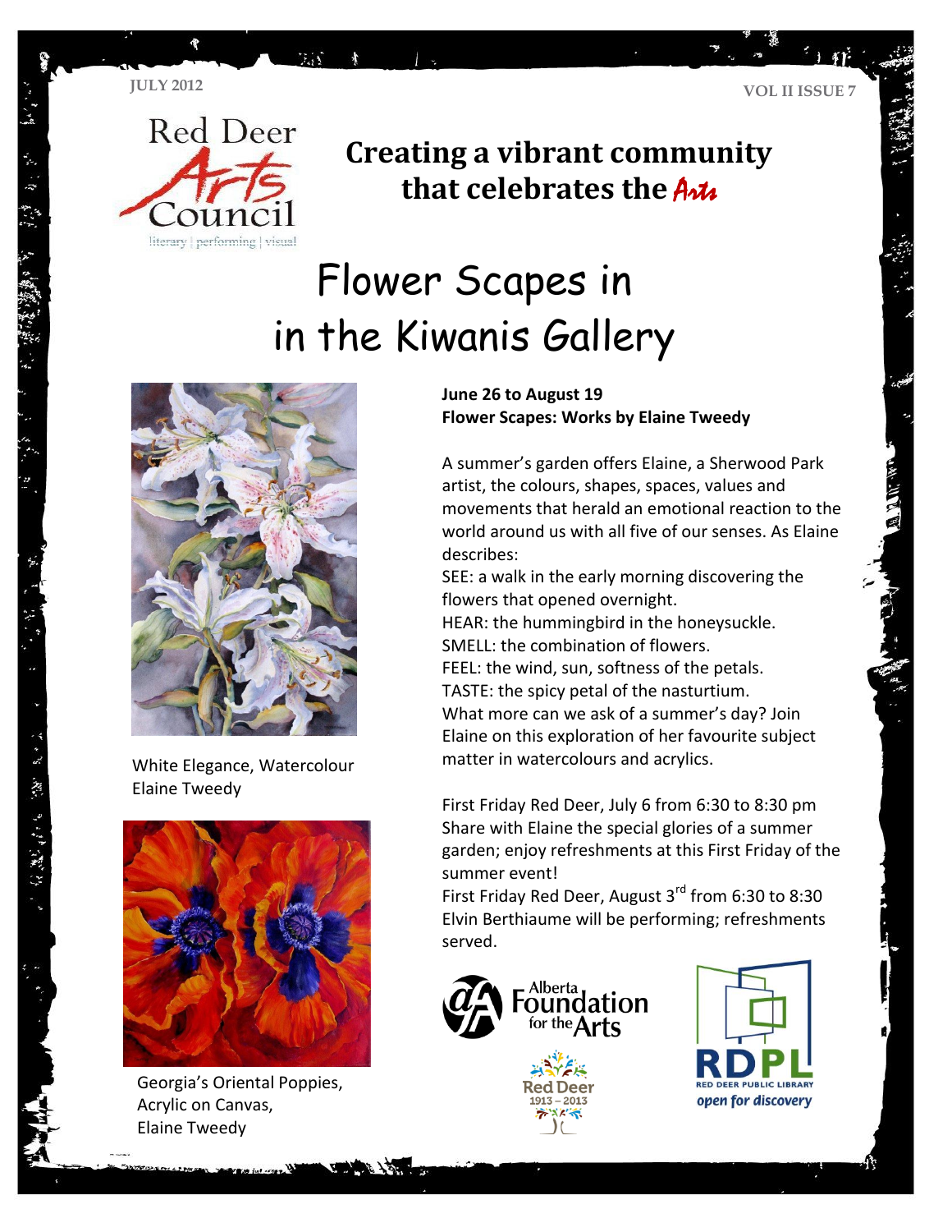JULY 2012

VOL II ISSUE 7

Red Deer Arts Council
literary | performing | visual

## Creating a vibrant community that celebrates the Arts

# Flower Scapes in in the Kiwanis Gallery

White Elegance, Watercolour
Elaine Tweedy

Georgia's Oriental Poppies,
Acrylic on Canvas,
Elaine Tweedy

**June 26 to August 19**
**Flower Scapes: Works by Elaine Tweedy**

A summer's garden offers Elaine, a Sherwood Park artist, the colours, shapes, spaces, values and movements that herald an emotional reaction to the world around us with all five of our senses. As Elaine describes:
SEE: a walk in the early morning discovering the flowers that opened overnight.
HEAR: the hummingbird in the honeysuckle.
SMELL: the combination of flowers.
FEEL: the wind, sun, softness of the petals.
TASTE: the spicy petal of the nasturtium.
What more can we ask of a summer's day? Join Elaine on this exploration of her favourite subject matter in watercolours and acrylics.

First Friday Red Deer, July 6 from 6:30 to 8:30 pm
Share with Elaine the special glories of a summer garden; enjoy refreshments at this First Friday of the summer event!
First Friday Red Deer, August 3rd from 6:30 to 8:30
Elvin Berthiaume will be performing; refreshments served.

Alberta Foundation for the Arts

Red Deer 1913 – 2013

RDPL RED DEER PUBLIC LIBRARY open for discovery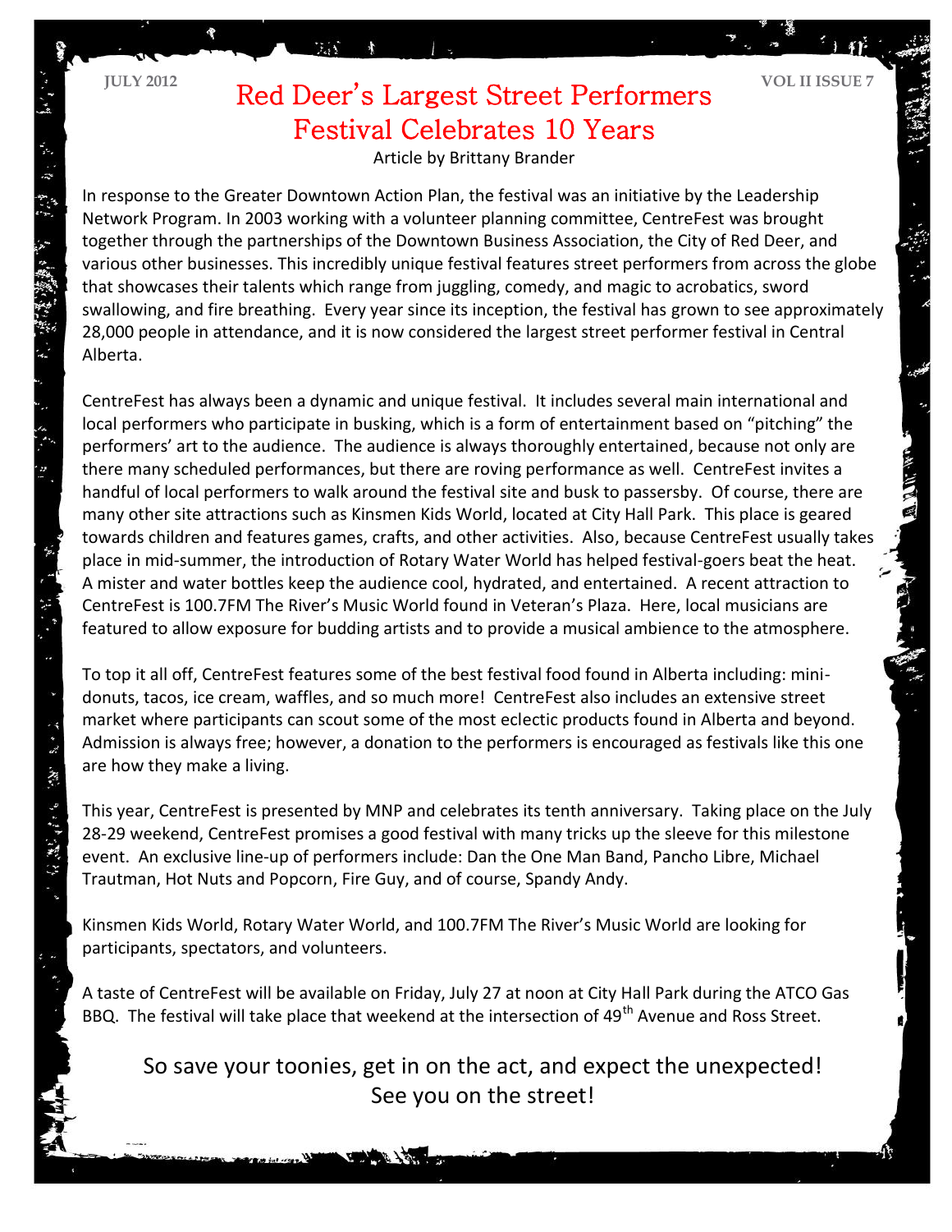# Red Deer's Largest Street Performers Festival Celebrates 10 Years

Article by Brittany Brander

In response to the Greater Downtown Action Plan, the festival was an initiative by the Leadership Network Program. In 2003 working with a volunteer planning committee, CentreFest was brought together through the partnerships of the Downtown Business Association, the City of Red Deer, and various other businesses. This incredibly unique festival features street performers from across the globe that showcases their talents which range from juggling, comedy, and magic to acrobatics, sword swallowing, and fire breathing. Every year since its inception, the festival has grown to see approximately 28,000 people in attendance, and it is now considered the largest street performer festival in Central Alberta.

CentreFest has always been a dynamic and unique festival. It includes several main international and local performers who participate in busking, which is a form of entertainment based on "pitching" the performers' art to the audience. The audience is always thoroughly entertained, because not only are there many scheduled performances, but there are roving performance as well. CentreFest invites a handful of local performers to walk around the festival site and busk to passersby. Of course, there are many other site attractions such as Kinsmen Kids World, located at City Hall Park. This place is geared towards children and features games, crafts, and other activities. Also, because CentreFest usually takes place in mid-summer, the introduction of Rotary Water World has helped festival-goers beat the heat. A mister and water bottles keep the audience cool, hydrated, and entertained. A recent attraction to CentreFest is 100.7FM The River's Music World found in Veteran's Plaza. Here, local musicians are featured to allow exposure for budding artists and to provide a musical ambience to the atmosphere.

To top it all off, CentreFest features some of the best festival food found in Alberta including: mini-donuts, tacos, ice cream, waffles, and so much more! CentreFest also includes an extensive street market where participants can scout some of the most eclectic products found in Alberta and beyond. Admission is always free; however, a donation to the performers is encouraged as festivals like this one are how they make a living.

This year, CentreFest is presented by MNP and celebrates its tenth anniversary. Taking place on the July 28-29 weekend, CentreFest promises a good festival with many tricks up the sleeve for this milestone event. An exclusive line-up of performers include: Dan the One Man Band, Pancho Libre, Michael Trautman, Hot Nuts and Popcorn, Fire Guy, and of course, Spandy Andy.

Kinsmen Kids World, Rotary Water World, and 100.7FM The River's Music World are looking for participants, spectators, and volunteers.

A taste of CentreFest will be available on Friday, July 27 at noon at City Hall Park during the ATCO Gas BBQ. The festival will take place that weekend at the intersection of 49th Avenue and Ross Street.

So save your toonies, get in on the act, and expect the unexpected!
See you on the street!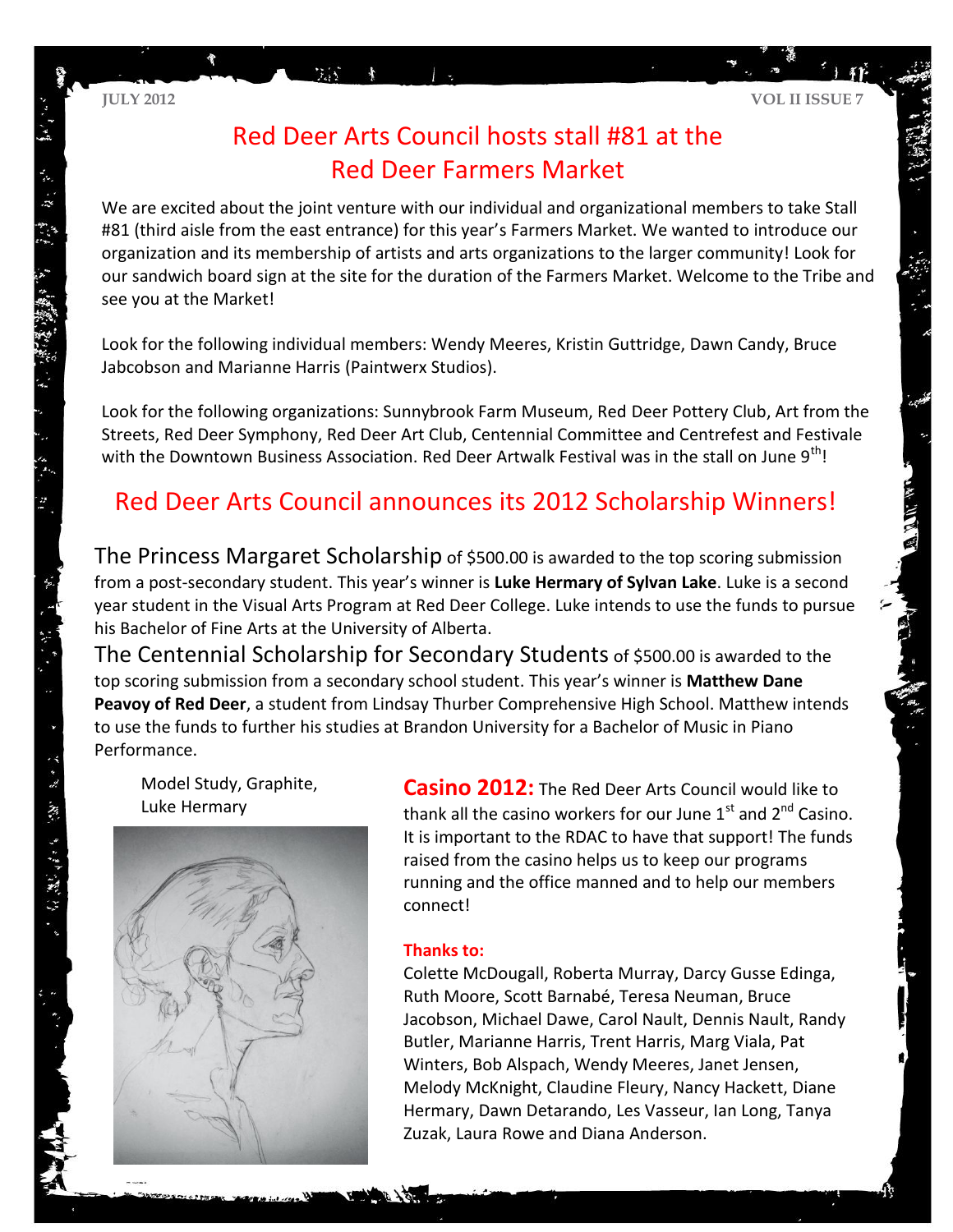# Red Deer Arts Council hosts stall #81 at the Red Deer Farmers Market

We are excited about the joint venture with our individual and organizational members to take Stall #81 (third aisle from the east entrance) for this year's Farmers Market. We wanted to introduce our organization and its membership of artists and arts organizations to the larger community! Look for our sandwich board sign at the site for the duration of the Farmers Market. Welcome to the Tribe and see you at the Market!

Look for the following individual members: Wendy Meeres, Kristin Guttridge, Dawn Candy, Bruce Jabcobson and Marianne Harris (Paintwerx Studios).

Look for the following organizations: Sunnybrook Farm Museum, Red Deer Pottery Club, Art from the Streets, Red Deer Symphony, Red Deer Art Club, Centennial Committee and Centrefest and Festivale with the Downtown Business Association. Red Deer Artwalk Festival was in the stall on June 9th!

# Red Deer Arts Council announces its 2012 Scholarship Winners!

The Princess Margaret Scholarship of $500.00 is awarded to the top scoring submission from a post-secondary student. This year's winner is **Luke Hermary of Sylvan Lake**. Luke is a second year student in the Visual Arts Program at Red Deer College. Luke intends to use the funds to pursue his Bachelor of Fine Arts at the University of Alberta.

The Centennial Scholarship for Secondary Students of $500.00 is awarded to the top scoring submission from a secondary school student. This year's winner is **Matthew Dane Peavoy of Red Deer**, a student from Lindsay Thurber Comprehensive High School. Matthew intends to use the funds to further his studies at Brandon University for a Bachelor of Music in Piano Performance.

Model Study, Graphite, Luke Hermary

**Casino 2012:** The Red Deer Arts Council would like to thank all the casino workers for our June 1st and 2nd Casino. It is important to the RDAC to have that support! The funds raised from the casino helps us to keep our programs running and the office manned and to help our members connect!

**Thanks to:**

Colette McDougall, Roberta Murray, Darcy Gusse Edinga, Ruth Moore, Scott Barnabé, Teresa Neuman, Bruce Jacobson, Michael Dawe, Carol Nault, Dennis Nault, Randy Butler, Marianne Harris, Trent Harris, Marg Viala, Pat Winters, Bob Alspach, Wendy Meeres, Janet Jensen, Melody McKnight, Claudine Fleury, Nancy Hackett, Diane Hermary, Dawn Detarando, Les Vasseur, Ian Long, Tanya Zuzak, Laura Rowe and Diana Anderson.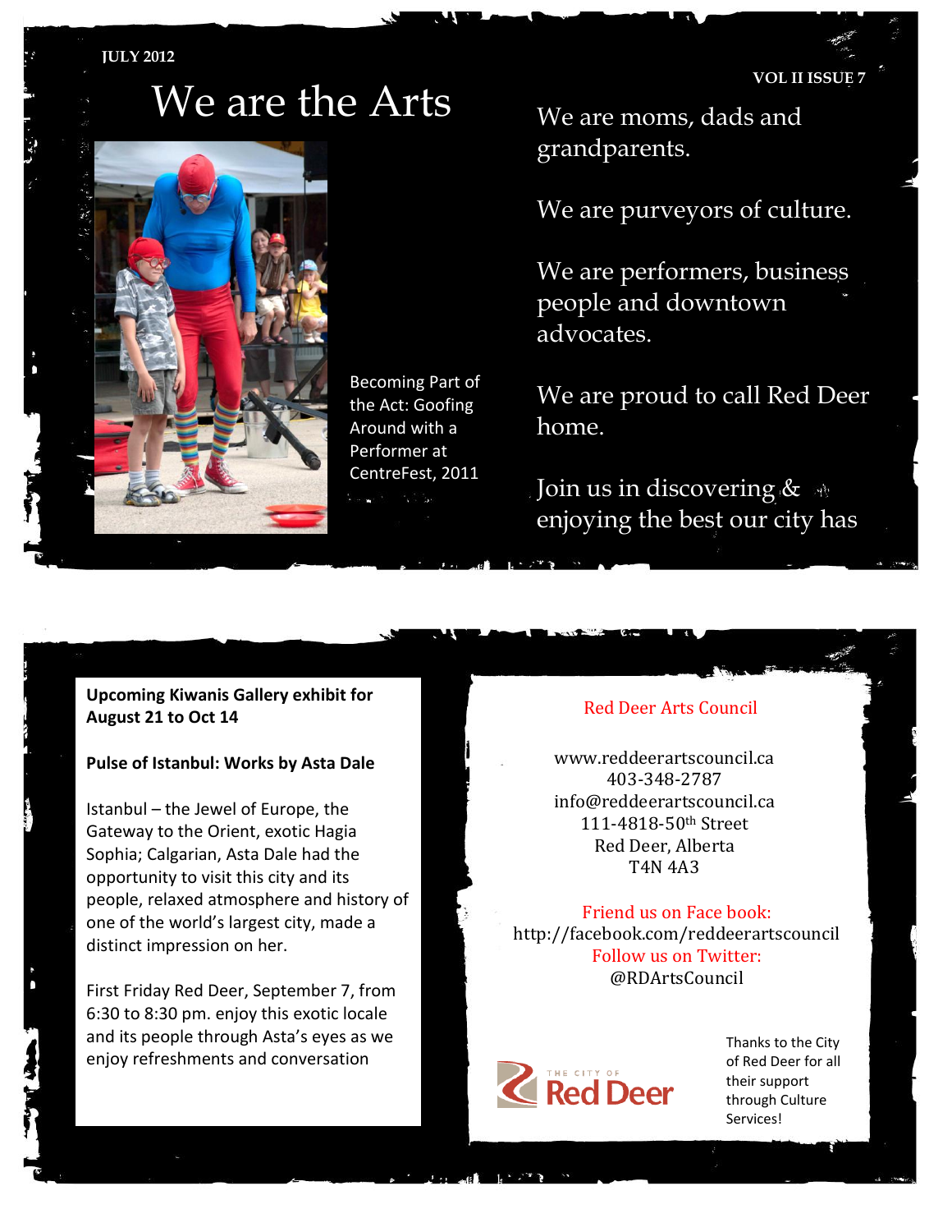JULY 2012

# We are the Arts

VOL II ISSUE 7

Becoming Part of the Act: Goofing Around with a Performer at CentreFest, 2011

We are moms, dads and grandparents.

We are purveyors of culture.

We are performers, business people and downtown advocates.

We are proud to call Red Deer home.

Join us in discovering & enjoying the best our city has

**Upcoming Kiwanis Gallery exhibit for August 21 to Oct 14**

**Pulse of Istanbul: Works by Asta Dale**

Istanbul – the Jewel of Europe, the Gateway to the Orient, exotic Hagia Sophia; Calgarian, Asta Dale had the opportunity to visit this city and its people, relaxed atmosphere and history of one of the world's largest city, made a distinct impression on her.

First Friday Red Deer, September 7, from 6:30 to 8:30 pm. enjoy this exotic locale and its people through Asta's eyes as we enjoy refreshments and conversation

Red Deer Arts Council

www.reddeerartscouncil.ca
403-348-2787
info@reddeerartscouncil.ca
111-4818-50th Street
Red Deer, Alberta
T4N 4A3

Friend us on Face book:
http://facebook.com/reddeerartscouncil
Follow us on Twitter:
@RDArtsCouncil

THE CITY OF Red Deer

Thanks to the City of Red Deer for all their support through Culture Services!